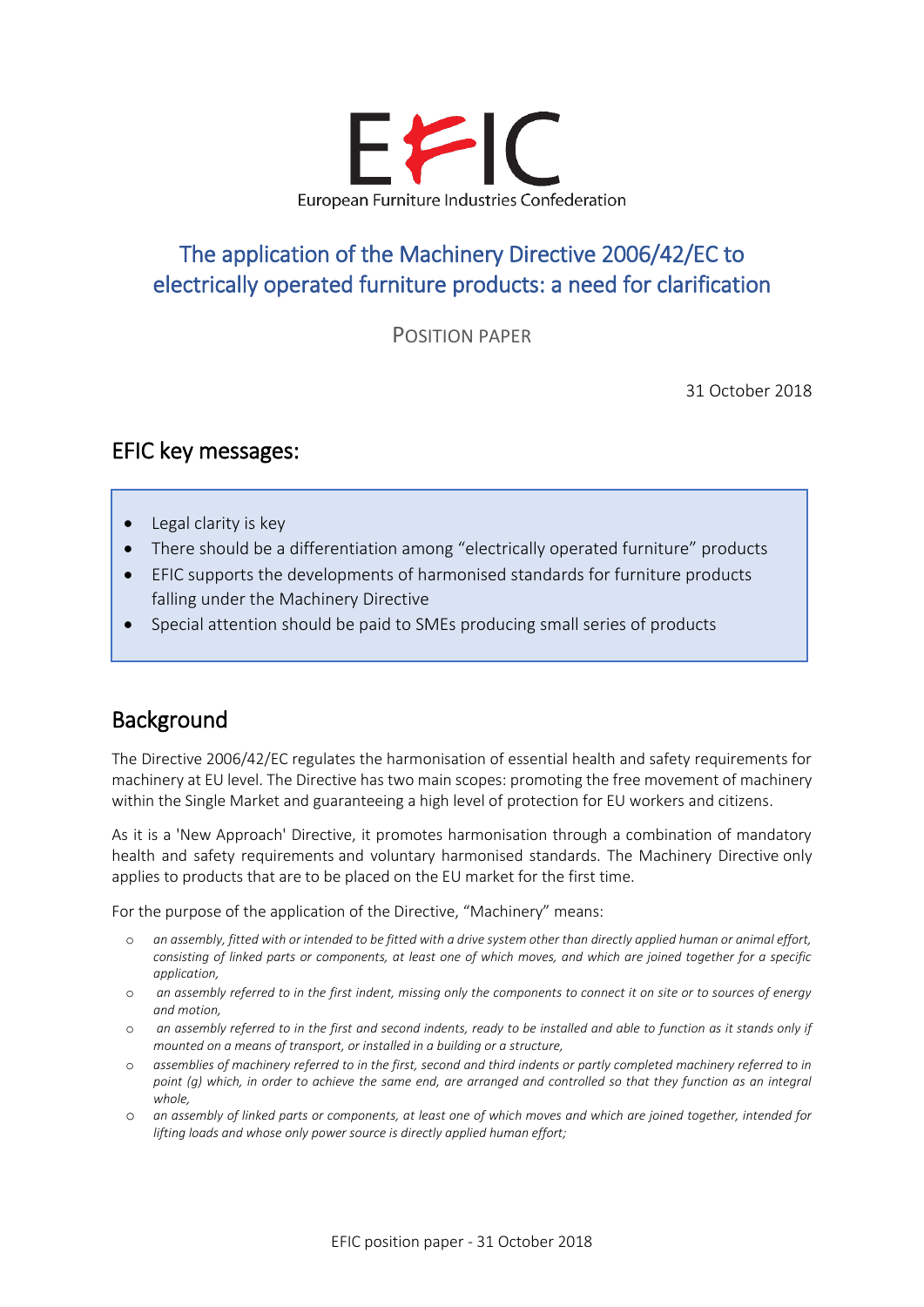EFIC

European Furniture Industries Confederation

# The application of the Machinery Directive 2006/42/EC to electrically operated furniture products: a need for clarification

POSITION PAPER

31 October 2018

## EFIC key messages:

- Legal clarity is key
- There should be a differentiation among "electrically operated furniture" products
- EFIC supports the developments of harmonised standards for furniture products falling under the Machinery Directive
- Special attention should be paid to SMEs producing small series of products

## Background

The Directive 2006/42/EC regulates the harmonisation of essential health and safety requirements for machinery at EU level. The Directive has two main scopes: promoting the free movement of machinery within the Single Market and guaranteeing a high level of protection for EU workers and citizens.

As it is a 'New Approach' Directive, it promotes harmonisation through a combination of mandatory health and safety requirements and voluntary harmonised standards. The Machinery Directive only applies to products that are to be placed on the EU market for the first time.

For the purpose of the application of the Directive, "Machinery" means:

- *an assembly, fitted with or intended to be fitted with a drive system other than directly applied human or animal effort, consisting of linked parts or components, at least one of which moves, and which are joined together for a specific application,*
- *an assembly referred to in the first indent, missing only the components to connect it on site or to sources of energy and motion,*
- *an assembly referred to in the first and second indents, ready to be installed and able to function as it stands only if mounted on a means of transport, or installed in a building or a structure,*
- *assemblies of machinery referred to in the first, second and third indents or partly completed machinery referred to in point (g) which, in order to achieve the same end, are arranged and controlled so that they function as an integral whole,*
- *an assembly of linked parts or components, at least one of which moves and which are joined together, intended for lifting loads and whose only power source is directly applied human effort;*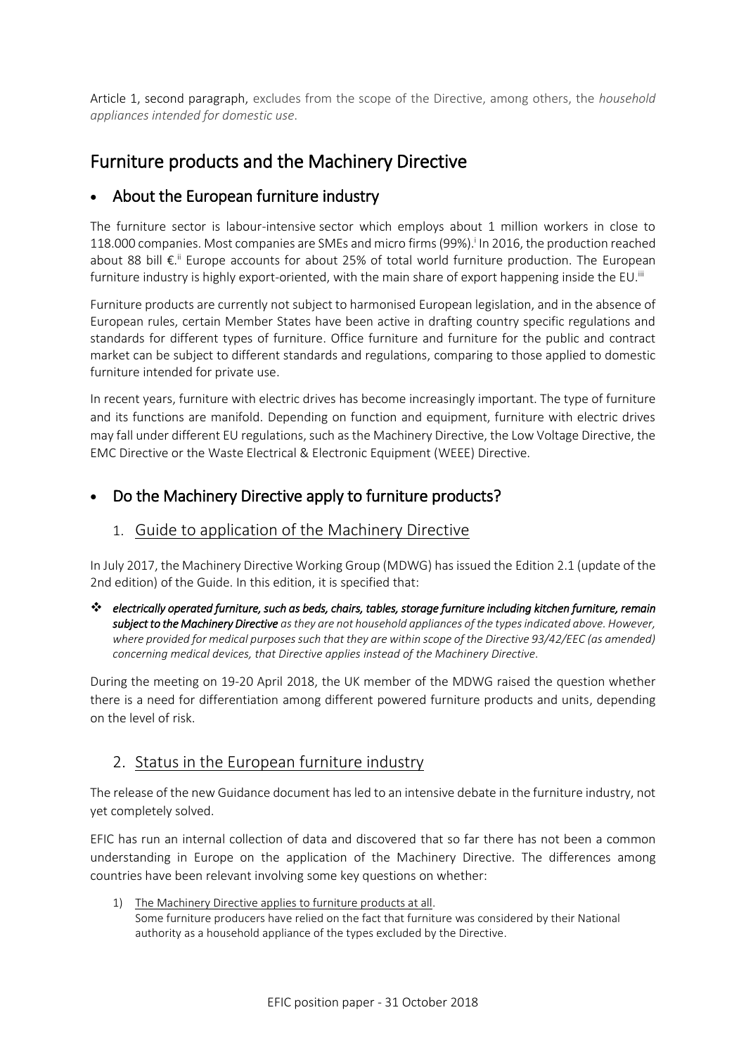Article 1, second paragraph, excludes from the scope of the Directive, among others, the *household appliances intended for domestic use*.

# Furniture products and the Machinery Directive

## • About the European furniture industry

The furniture sector is labour-intensive sector which employs about 1 million workers in close to 118.000 companies. Most companies are SMEs and micro firms (99%).[i] In 2016, the production reached about 88 bill €.[ii] Europe accounts for about 25% of total world furniture production. The European furniture industry is highly export-oriented, with the main share of export happening inside the EU.[iii]

Furniture products are currently not subject to harmonised European legislation, and in the absence of European rules, certain Member States have been active in drafting country specific regulations and standards for different types of furniture. Office furniture and furniture for the public and contract market can be subject to different standards and regulations, comparing to those applied to domestic furniture intended for private use.

In recent years, furniture with electric drives has become increasingly important. The type of furniture and its functions are manifold. Depending on function and equipment, furniture with electric drives may fall under different EU regulations, such as the Machinery Directive, the Low Voltage Directive, the EMC Directive or the Waste Electrical & Electronic Equipment (WEEE) Directive.

## • Do the Machinery Directive apply to furniture products?

### 1. Guide to application of the Machinery Directive

In July 2017, the Machinery Directive Working Group (MDWG) has issued the Edition 2.1 (update of the 2nd edition) of the Guide. In this edition, it is specified that:

- ***electrically operated furniture, such as beds, chairs, tables, storage furniture including kitchen furniture, remain subject to the Machinery Directive*** *as they are not household appliances of the types indicated above. However, where provided for medical purposes such that they are within scope of the Directive 93/42/EEC (as amended) concerning medical devices, that Directive applies instead of the Machinery Directive*.

During the meeting on 19-20 April 2018, the UK member of the MDWG raised the question whether there is a need for differentiation among different powered furniture products and units, depending on the level of risk.

### 2. Status in the European furniture industry

The release of the new Guidance document has led to an intensive debate in the furniture industry, not yet completely solved.

EFIC has run an internal collection of data and discovered that so far there has not been a common understanding in Europe on the application of the Machinery Directive. The differences among countries have been relevant involving some key questions on whether:

1) The Machinery Directive applies to furniture products at all.
   Some furniture producers have relied on the fact that furniture was considered by their National authority as a household appliance of the types excluded by the Directive.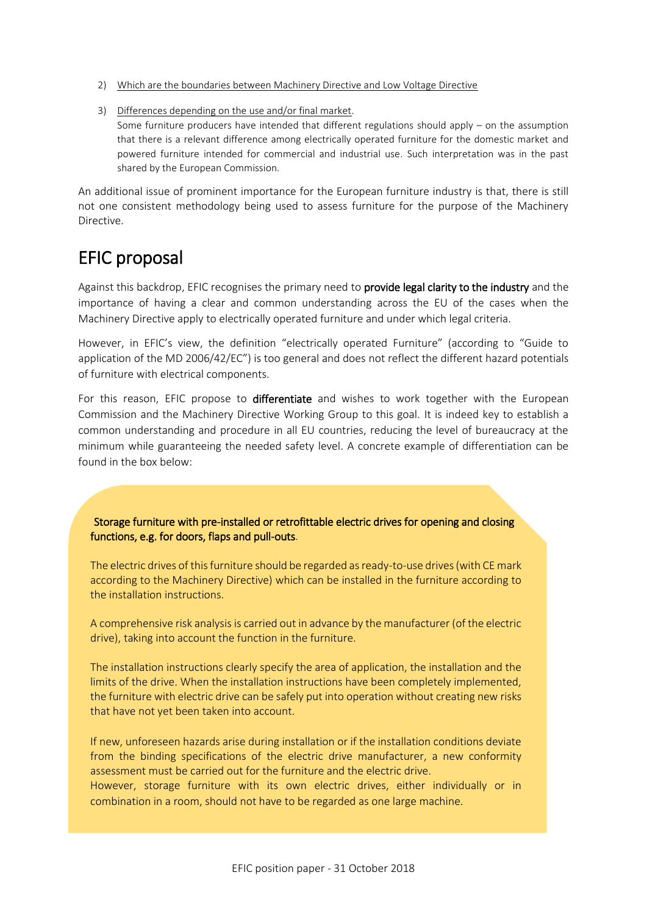2) Which are the boundaries between Machinery Directive and Low Voltage Directive

3) Differences depending on the use and/or final market.
   Some furniture producers have intended that different regulations should apply – on the assumption that there is a relevant difference among electrically operated furniture for the domestic market and powered furniture intended for commercial and industrial use. Such interpretation was in the past shared by the European Commission.

An additional issue of prominent importance for the European furniture industry is that, there is still not one consistent methodology being used to assess furniture for the purpose of the Machinery Directive.

# EFIC proposal

Against this backdrop, EFIC recognises the primary need to **provide legal clarity to the industry** and the importance of having a clear and common understanding across the EU of the cases when the Machinery Directive apply to electrically operated furniture and under which legal criteria.

However, in EFIC's view, the definition "electrically operated Furniture" (according to "Guide to application of the MD 2006/42/EC") is too general and does not reflect the different hazard potentials of furniture with electrical components.

For this reason, EFIC propose to **differentiate** and wishes to work together with the European Commission and the Machinery Directive Working Group to this goal. It is indeed key to establish a common understanding and procedure in all EU countries, reducing the level of bureaucracy at the minimum while guaranteeing the needed safety level. A concrete example of differentiation can be found in the box below:

**Storage furniture with pre-installed or retrofittable electric drives for opening and closing functions, e.g. for doors, flaps and pull-outs**.

The electric drives of this furniture should be regarded as ready-to-use drives (with CE mark according to the Machinery Directive) which can be installed in the furniture according to the installation instructions.

A comprehensive risk analysis is carried out in advance by the manufacturer (of the electric drive), taking into account the function in the furniture.

The installation instructions clearly specify the area of application, the installation and the limits of the drive. When the installation instructions have been completely implemented, the furniture with electric drive can be safely put into operation without creating new risks that have not yet been taken into account.

If new, unforeseen hazards arise during installation or if the installation conditions deviate from the binding specifications of the electric drive manufacturer, a new conformity assessment must be carried out for the furniture and the electric drive.
However, storage furniture with its own electric drives, either individually or in combination in a room, should not have to be regarded as one large machine.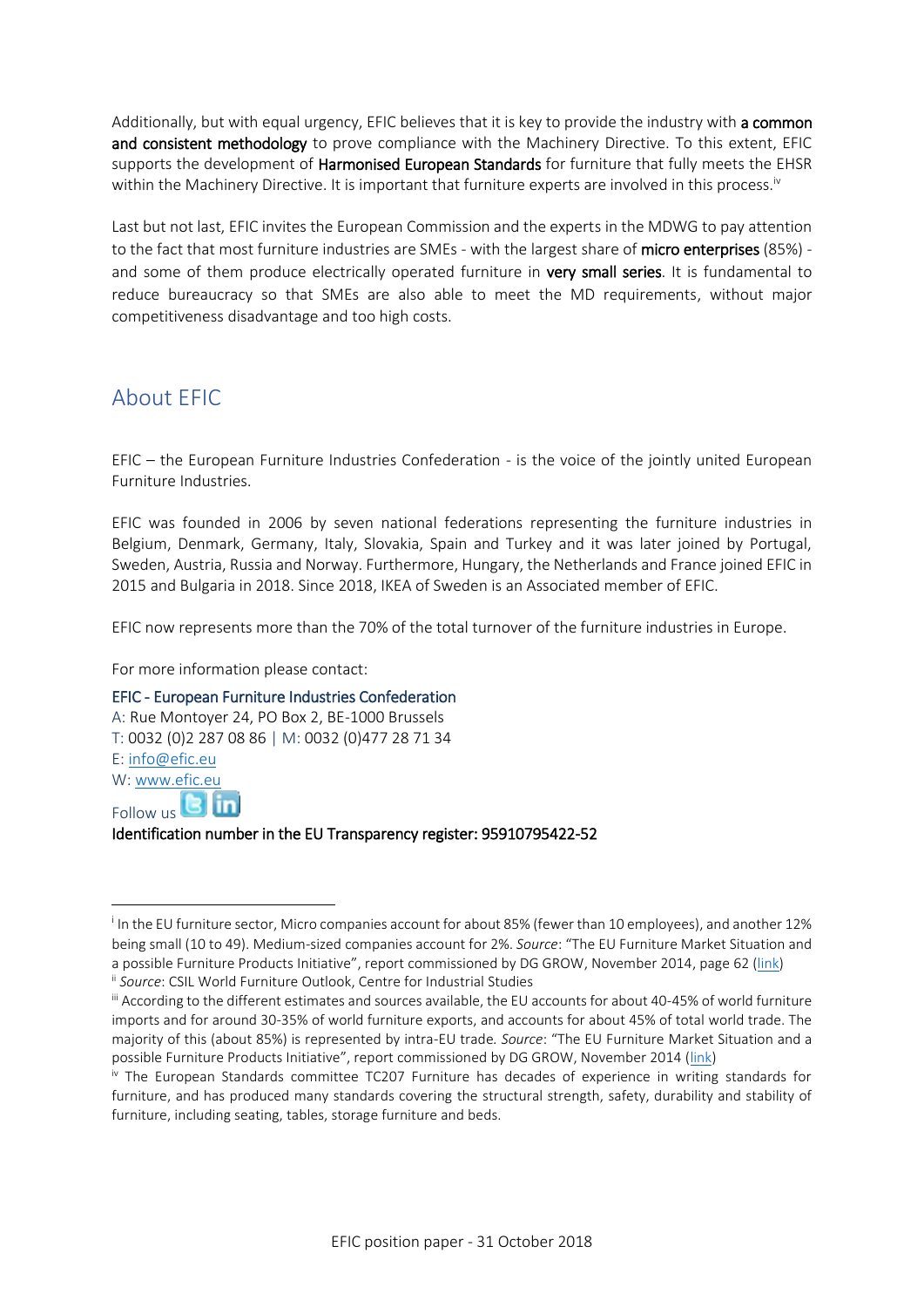Additionally, but with equal urgency, EFIC believes that it is key to provide the industry with **a common and consistent methodology** to prove compliance with the Machinery Directive. To this extent, EFIC supports the development of **Harmonised European Standards** for furniture that fully meets the EHSR within the Machinery Directive. It is important that furniture experts are involved in this process.[iv]

Last but not last, EFIC invites the European Commission and the experts in the MDWG to pay attention to the fact that most furniture industries are SMEs - with the largest share of **micro enterprises** (85%) - and some of them produce electrically operated furniture in **very small series**. It is fundamental to reduce bureaucracy so that SMEs are also able to meet the MD requirements, without major competitiveness disadvantage and too high costs.

## About EFIC

EFIC – the European Furniture Industries Confederation - is the voice of the jointly united European Furniture Industries.

EFIC was founded in 2006 by seven national federations representing the furniture industries in Belgium, Denmark, Germany, Italy, Slovakia, Spain and Turkey and it was later joined by Portugal, Sweden, Austria, Russia and Norway. Furthermore, Hungary, the Netherlands and France joined EFIC in 2015 and Bulgaria in 2018. Since 2018, IKEA of Sweden is an Associated member of EFIC.

EFIC now represents more than the 70% of the total turnover of the furniture industries in Europe.

For more information please contact:

EFIC - European Furniture Industries Confederation
A: Rue Montoyer 24, PO Box 2, BE-1000 Brussels
T: 0032 (0)2 287 08 86 | M: 0032 (0)477 28 71 34
E: info@efic.eu
W: www.efic.eu
Follow us

**Identification number in the EU Transparency register: 95910795422-52**

---

[i] In the EU furniture sector, Micro companies account for about 85% (fewer than 10 employees), and another 12% being small (10 to 49). Medium-sized companies account for 2%. *Source*: "The EU Furniture Market Situation and a possible Furniture Products Initiative", report commissioned by DG GROW, November 2014, page 62 (link)

[ii] *Source*: CSIL World Furniture Outlook, Centre for Industrial Studies

[iii] According to the different estimates and sources available, the EU accounts for about 40-45% of world furniture imports and for around 30-35% of world furniture exports, and accounts for about 45% of total world trade. The majority of this (about 85%) is represented by intra-EU trade. *Source*: "The EU Furniture Market Situation and a possible Furniture Products Initiative", report commissioned by DG GROW, November 2014 (link)

[iv] The European Standards committee TC207 Furniture has decades of experience in writing standards for furniture, and has produced many standards covering the structural strength, safety, durability and stability of furniture, including seating, tables, storage furniture and beds.